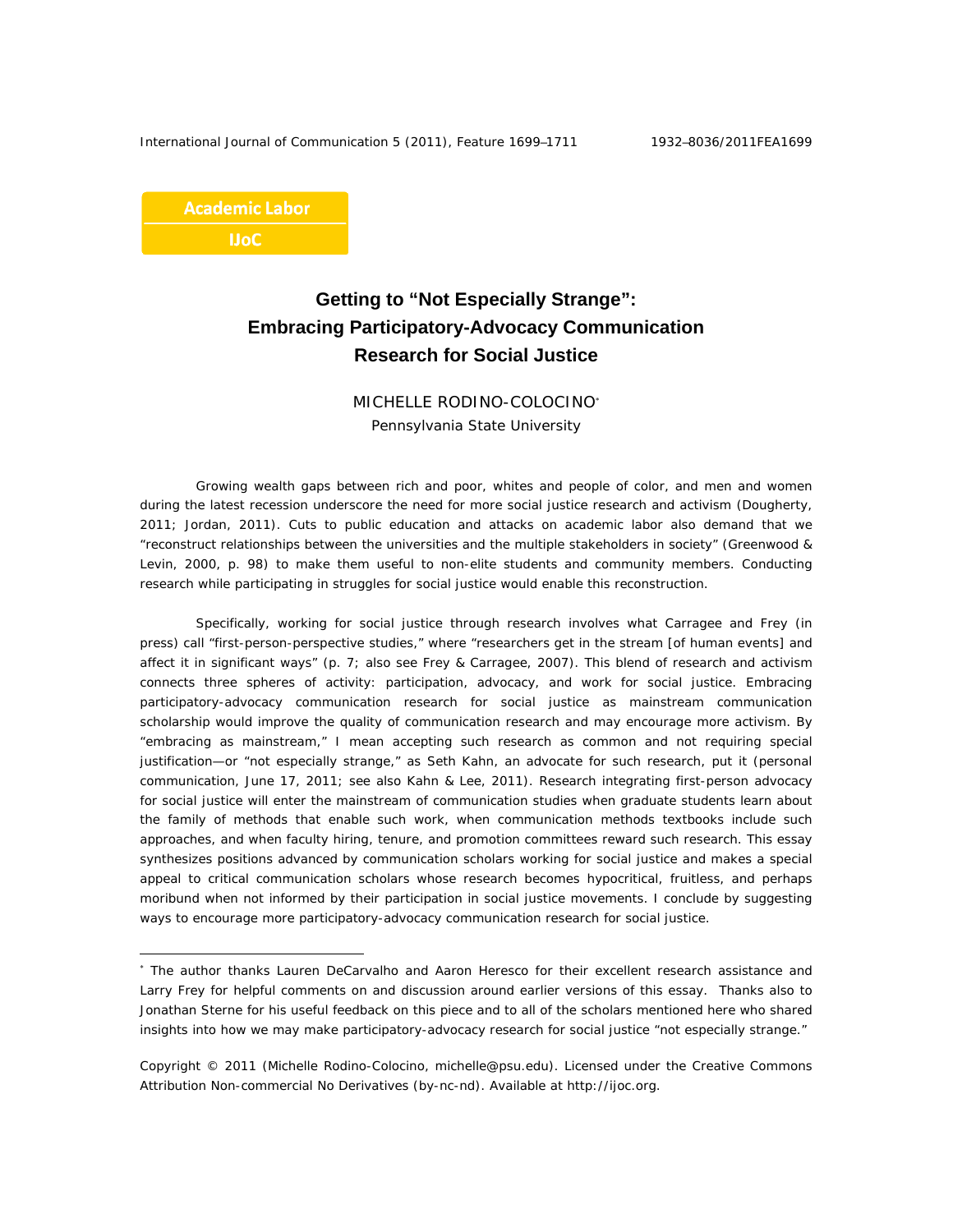Academic Labor

IJoC

# Getting to "Not Especially Strange": Embracing Participatory-Advocacy Communication Research for Social Justice

MICHELLE RODINO-COLOCINO[*]
Pennsylvania State University

Growing wealth gaps between rich and poor, whites and people of color, and men and women during the latest recession underscore the need for more social justice research and activism (Dougherty, 2011; Jordan, 2011). Cuts to public education and attacks on academic labor also demand that we "reconstruct relationships between the universities and the multiple stakeholders in society" (Greenwood & Levin, 2000, p. 98) to make them useful to non-elite students and community members. Conducting research while participating in struggles for social justice would enable this reconstruction.

Specifically, working for social justice through research involves what Carragee and Frey (in press) call "first-person-perspective studies," where "researchers get in the stream [of human events] and affect it in significant ways" (p. 7; also see Frey & Carragee, 2007). This blend of research and activism connects three spheres of activity: participation, advocacy, and work for social justice. Embracing participatory-advocacy communication research for social justice as mainstream communication scholarship would improve the quality of communication research and may encourage more activism. By "embracing as mainstream," I mean accepting such research as common and not requiring special justification—or "not especially strange," as Seth Kahn, an advocate for such research, put it (personal communication, June 17, 2011; see also Kahn & Lee, 2011). Research integrating first-person advocacy for social justice will enter the mainstream of communication studies when graduate students learn about the family of methods that enable such work, when communication methods textbooks include such approaches, and when faculty hiring, tenure, and promotion committees reward such research. This essay synthesizes positions advanced by communication scholars working for social justice and makes a special appeal to critical communication scholars whose research becomes hypocritical, fruitless, and perhaps moribund when not informed by their participation in social justice movements. I conclude by suggesting ways to encourage more participatory-advocacy communication research for social justice.

---

[*] The author thanks Lauren DeCarvalho and Aaron Heresco for their excellent research assistance and Larry Frey for helpful comments on and discussion around earlier versions of this essay. Thanks also to Jonathan Sterne for his useful feedback on this piece and to all of the scholars mentioned here who shared insights into how we may make participatory-advocacy research for social justice "not especially strange."

Copyright © 2011 (Michelle Rodino-Colocino, michelle@psu.edu). Licensed under the Creative Commons Attribution Non-commercial No Derivatives (by-nc-nd). Available at http://ijoc.org.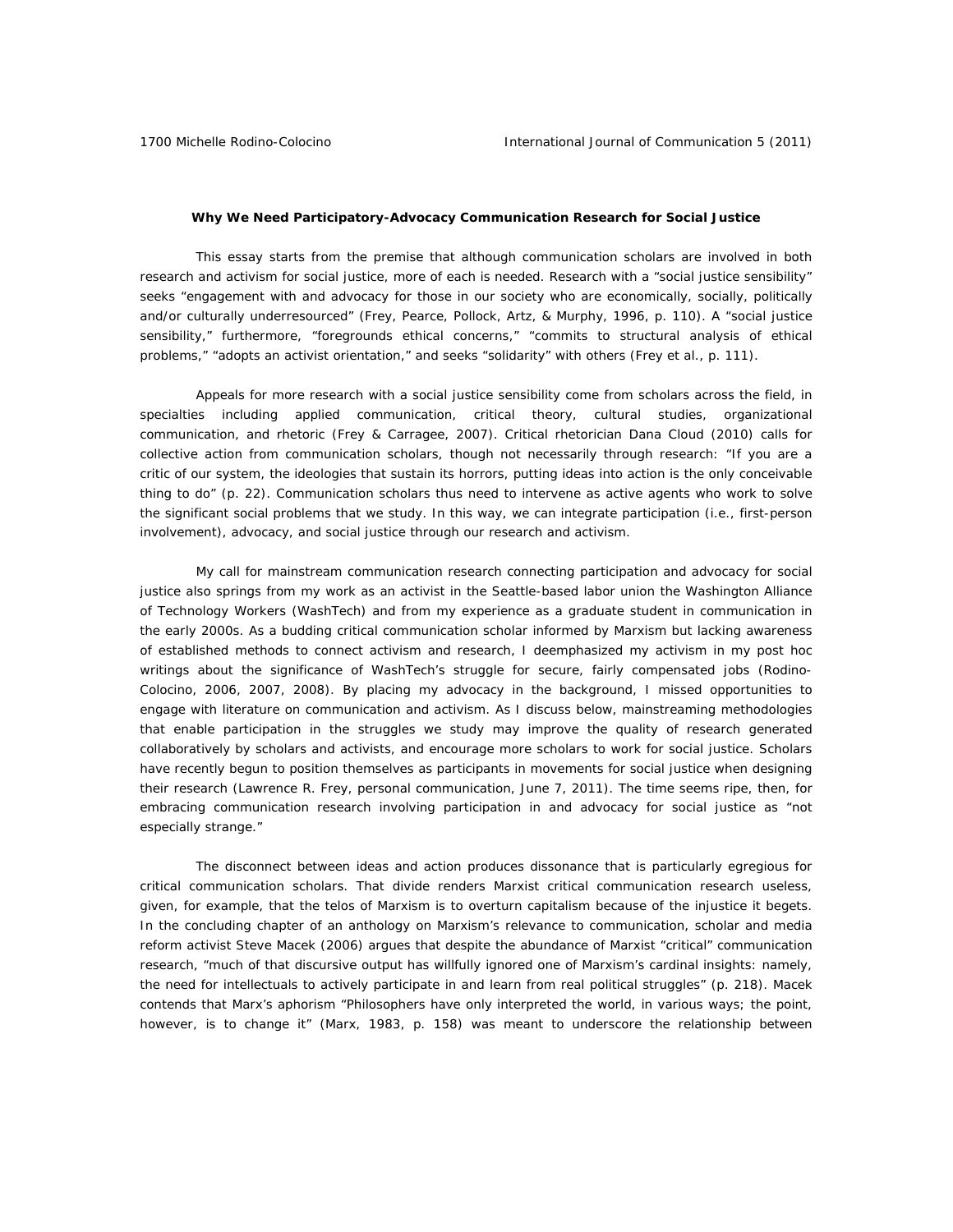**Why We Need Participatory-Advocacy Communication Research for Social Justice**

This essay starts from the premise that although communication scholars are involved in both research and activism for social justice, more of each is needed. Research with a "social justice sensibility" seeks "engagement with and advocacy for those in our society who are economically, socially, politically and/or culturally underresourced" (Frey, Pearce, Pollock, Artz, & Murphy, 1996, p. 110). A "social justice sensibility," furthermore, "foregrounds ethical concerns," "commits to structural analysis of ethical problems," "adopts an activist orientation," and seeks "solidarity" with others (Frey et al., p. 111).

Appeals for more research with a social justice sensibility come from scholars across the field, in specialties including applied communication, critical theory, cultural studies, organizational communication, and rhetoric (Frey & Carragee, 2007). Critical rhetorician Dana Cloud (2010) calls for collective action from communication scholars, though not necessarily through research: "If you are a critic of our system, the ideologies that sustain its horrors, putting ideas into action is the only conceivable thing to do" (p. 22). Communication scholars thus need to intervene as active agents who work to solve the significant social problems that we study. In this way, we can integrate participation (i.e., first-person involvement), advocacy, and social justice through our research and activism.

My call for mainstream communication research connecting participation and advocacy for social justice also springs from my work as an activist in the Seattle-based labor union the Washington Alliance of Technology Workers (WashTech) and from my experience as a graduate student in communication in the early 2000s. As a budding critical communication scholar informed by Marxism but lacking awareness of established methods to connect activism and research, I deemphasized my activism in my post hoc writings about the significance of WashTech's struggle for secure, fairly compensated jobs (Rodino-Colocino, 2006, 2007, 2008). By placing my advocacy in the background, I missed opportunities to engage with literature on communication and activism. As I discuss below, mainstreaming methodologies that enable participation in the struggles we study may improve the quality of research generated collaboratively by scholars and activists, and encourage more scholars to work for social justice. Scholars have recently begun to position themselves as participants in movements for social justice when designing their research (Lawrence R. Frey, personal communication, June 7, 2011). The time seems ripe, then, for embracing communication research involving participation in and advocacy for social justice as "not especially strange."

The disconnect between ideas and action produces dissonance that is particularly egregious for critical communication scholars. That divide renders Marxist critical communication research useless, given, for example, that the telos of Marxism is to overturn capitalism because of the injustice it begets. In the concluding chapter of an anthology on Marxism's relevance to communication, scholar and media reform activist Steve Macek (2006) argues that despite the abundance of Marxist "critical" communication research, "much of that discursive output has willfully ignored one of Marxism's cardinal insights: namely, the need for intellectuals to actively participate in and learn from real political struggles" (p. 218). Macek contends that Marx's aphorism "Philosophers have only interpreted the world, in various ways; the point, however, is to change it" (Marx, 1983, p. 158) was meant to underscore the relationship between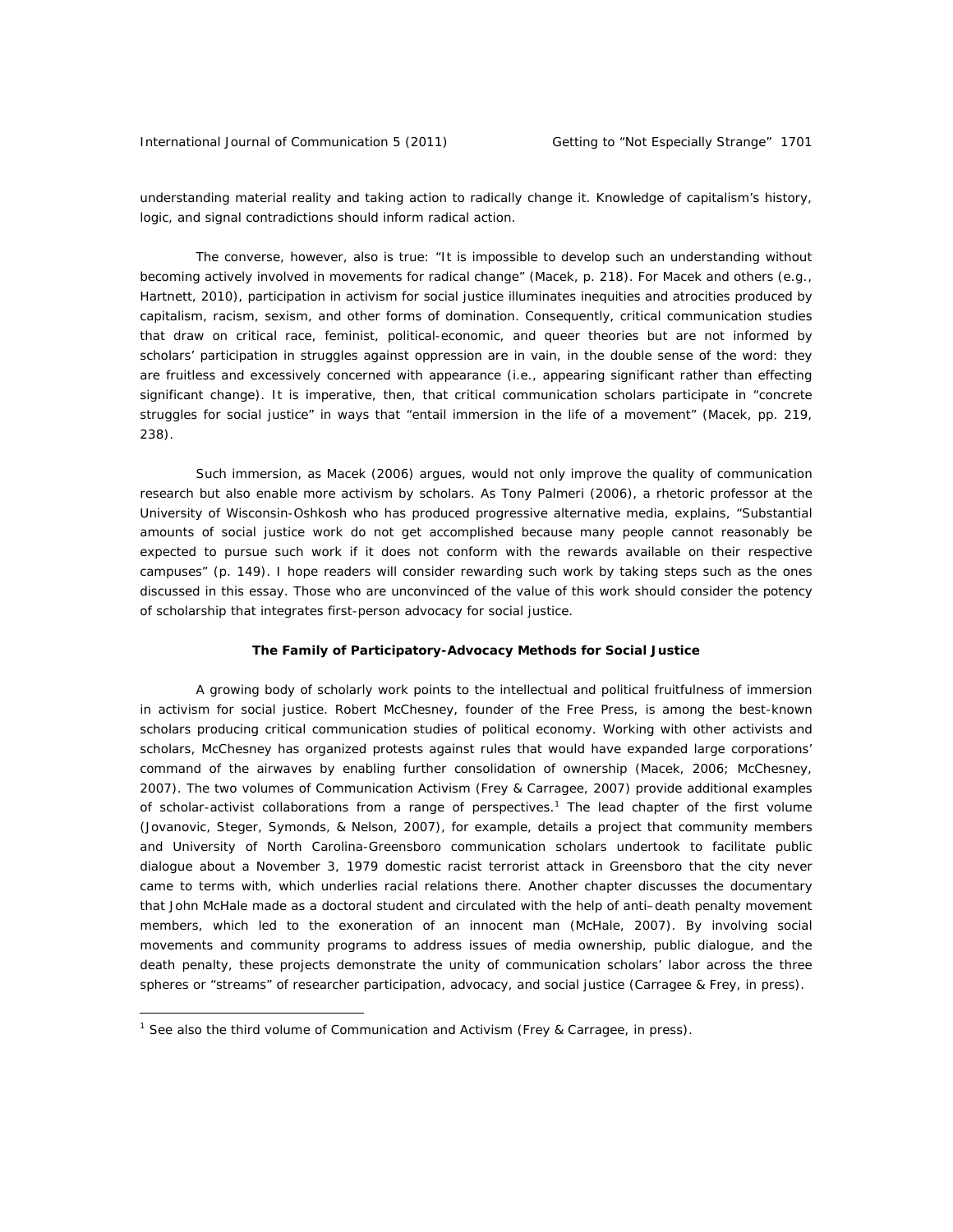understanding material reality and taking action to radically change it. Knowledge of capitalism's history, logic, and signal contradictions should inform radical action.

The converse, however, also is true: "It is impossible to develop such an understanding without becoming actively involved in movements for radical change" (Macek, p. 218). For Macek and others (e.g., Hartnett, 2010), participation in activism for social justice illuminates inequities and atrocities produced by capitalism, racism, sexism, and other forms of domination. Consequently, critical communication studies that draw on critical race, feminist, political-economic, and queer theories but are not informed by scholars' participation in struggles against oppression are in vain, in the double sense of the word: they are fruitless and excessively concerned with appearance (i.e., appearing significant rather than effecting significant change). It is imperative, then, that critical communication scholars participate in "concrete struggles for social justice" in ways that "entail immersion in the life of a movement" (Macek, pp. 219, 238).

Such immersion, as Macek (2006) argues, would not only improve the quality of communication research but also enable more activism by scholars. As Tony Palmeri (2006), a rhetoric professor at the University of Wisconsin-Oshkosh who has produced progressive alternative media, explains, "Substantial amounts of social justice work do not get accomplished because many people cannot reasonably be expected to pursue such work if it does not conform with the rewards available on their respective campuses" (p. 149). I hope readers will consider rewarding such work by taking steps such as the ones discussed in this essay. Those who are unconvinced of the value of this work should consider the potency of scholarship that integrates first-person advocacy for social justice.

### The Family of Participatory-Advocacy Methods for Social Justice

A growing body of scholarly work points to the intellectual and political fruitfulness of immersion in activism for social justice. Robert McChesney, founder of the Free Press, is among the best-known scholars producing critical communication studies of political economy. Working with other activists and scholars, McChesney has organized protests against rules that would have expanded large corporations' command of the airwaves by enabling further consolidation of ownership (Macek, 2006; McChesney, 2007). The two volumes of *Communication Activism* (Frey & Carragee, 2007) provide additional examples of scholar-activist collaborations from a range of perspectives.[1] The lead chapter of the first volume (Jovanovic, Steger, Symonds, & Nelson, 2007), for example, details a project that community members and University of North Carolina-Greensboro communication scholars undertook to facilitate public dialogue about a November 3, 1979 domestic racist terrorist attack in Greensboro that the city never came to terms with, which underlies racial relations there. Another chapter discusses the documentary that John McHale made as a doctoral student and circulated with the help of anti–death penalty movement members, which led to the exoneration of an innocent man (McHale, 2007). By involving social movements and community programs to address issues of media ownership, public dialogue, and the death penalty, these projects demonstrate the unity of communication scholars' labor across the three spheres or "streams" of researcher participation, advocacy, and social justice (Carragee & Frey, in press).

---

[1] See also the third volume of *Communication and Activism* (Frey & Carragee, in press).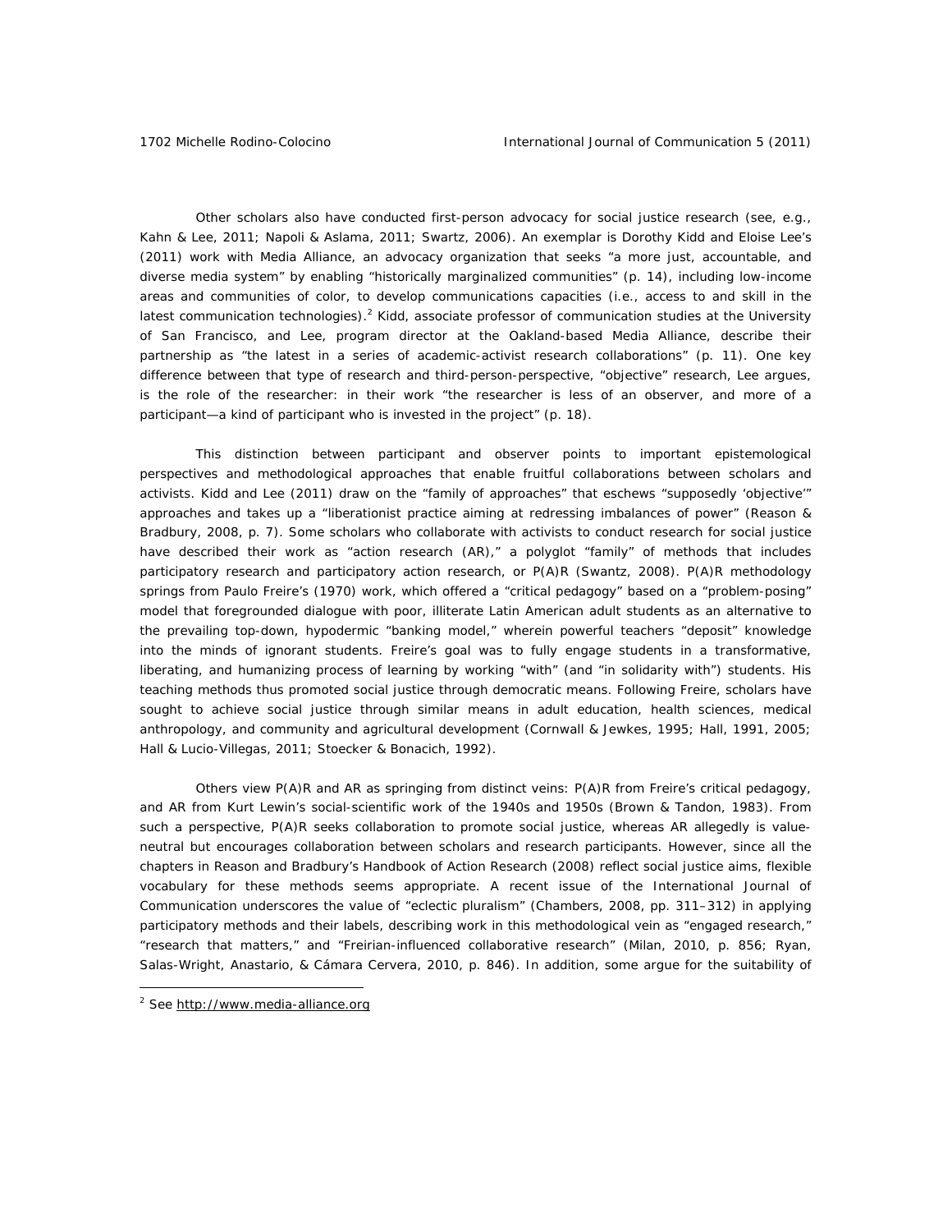Other scholars also have conducted first-person advocacy for social justice research (see, e.g., Kahn & Lee, 2011; Napoli & Aslama, 2011; Swartz, 2006). An exemplar is Dorothy Kidd and Eloise Lee's (2011) work with Media Alliance, an advocacy organization that seeks "a more just, accountable, and diverse media system" by enabling "historically marginalized communities" (p. 14), including low-income areas and communities of color, to develop communications capacities (i.e., access to and skill in the latest communication technologies).[2] Kidd, associate professor of communication studies at the University of San Francisco, and Lee, program director at the Oakland-based Media Alliance, describe their partnership as "the latest in a series of academic-activist research collaborations" (p. 11). One key difference between that type of research and third-person-perspective, "objective" research, Lee argues, is the role of the researcher: in their work "the researcher is less of an observer, and more of a participant—a kind of participant who is invested in the project" (p. 18).

This distinction between participant and observer points to important epistemological perspectives and methodological approaches that enable fruitful collaborations between scholars and activists. Kidd and Lee (2011) draw on the "family of approaches" that eschews "supposedly 'objective'" approaches and takes up a "liberationist practice aiming at redressing imbalances of power" (Reason & Bradbury, 2008, p. 7). Some scholars who collaborate with activists to conduct research for social justice have described their work as "action research (AR)," a polyglot "family" of methods that includes participatory research and participatory action research, or P(A)R (Swantz, 2008). P(A)R methodology springs from Paulo Freire's (1970) work, which offered a "critical pedagogy" based on a "problem-posing" model that foregrounded dialogue with poor, illiterate Latin American adult students as an alternative to the prevailing top-down, hypodermic "banking model," wherein powerful teachers "deposit" knowledge into the minds of ignorant students. Freire's goal was to fully engage students in a transformative, liberating, and humanizing process of learning by working "with" (and "in solidarity with") students. His teaching methods thus promoted social justice through democratic means. Following Freire, scholars have sought to achieve social justice through similar means in adult education, health sciences, medical anthropology, and community and agricultural development (Cornwall & Jewkes, 1995; Hall, 1991, 2005; Hall & Lucio-Villegas, 2011; Stoecker & Bonacich, 1992).

Others view P(A)R and AR as springing from distinct veins: P(A)R from Freire's critical pedagogy, and AR from Kurt Lewin's social-scientific work of the 1940s and 1950s (Brown & Tandon, 1983). From such a perspective, P(A)R seeks collaboration to promote social justice, whereas AR allegedly is value-neutral but encourages collaboration between scholars and research participants. However, since all the chapters in Reason and Bradbury's Handbook of Action Research (2008) reflect social justice aims, flexible vocabulary for these methods seems appropriate. A recent issue of the International Journal of Communication underscores the value of "eclectic pluralism" (Chambers, 2008, pp. 311–312) in applying participatory methods and their labels, describing work in this methodological vein as "engaged research," "research that matters," and "Freirian-influenced collaborative research" (Milan, 2010, p. 856; Ryan, Salas-Wright, Anastario, & Cámara Cervera, 2010, p. 846). In addition, some argue for the suitability of

[2] See http://www.media-alliance.org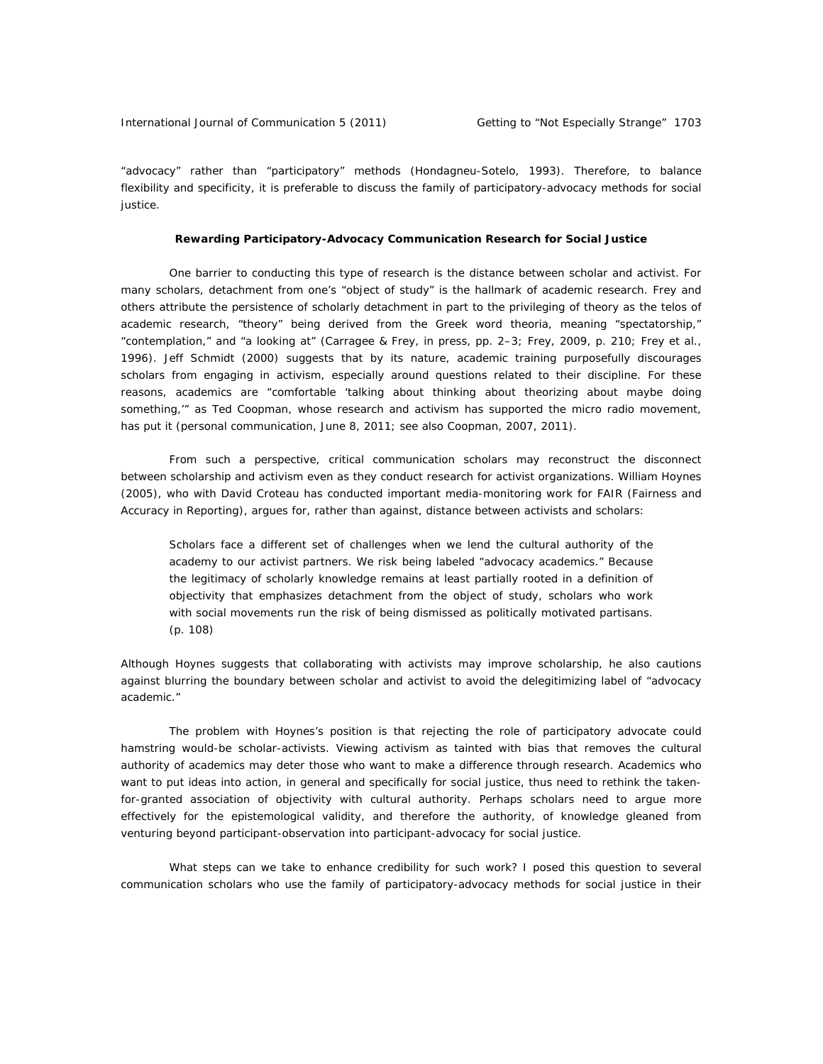"advocacy" rather than "participatory" methods (Hondagneu-Sotelo, 1993). Therefore, to balance flexibility and specificity, it is preferable to discuss the family of participatory-advocacy methods for social justice.

## Rewarding Participatory-Advocacy Communication Research for Social Justice

One barrier to conducting this type of research is the distance between scholar and activist. For many scholars, detachment from one's "object of study" is the hallmark of academic research. Frey and others attribute the persistence of scholarly detachment in part to the privileging of theory as the telos of academic research, "theory" being derived from the Greek word theoria, meaning "spectatorship," "contemplation," and "a looking at" (Carragee & Frey, in press, pp. 2–3; Frey, 2009, p. 210; Frey et al., 1996). Jeff Schmidt (2000) suggests that by its nature, academic training purposefully discourages scholars from engaging in activism, especially around questions related to their discipline. For these reasons, academics are "comfortable 'talking about thinking about theorizing about maybe doing something,'" as Ted Coopman, whose research and activism has supported the micro radio movement, has put it (personal communication, June 8, 2011; see also Coopman, 2007, 2011).

From such a perspective, critical communication scholars may reconstruct the disconnect between scholarship and activism even as they conduct research for activist organizations. William Hoynes (2005), who with David Croteau has conducted important media-monitoring work for FAIR (Fairness and Accuracy in Reporting), argues for, rather than against, distance between activists and scholars:

> Scholars face a different set of challenges when we lend the cultural authority of the academy to our activist partners. We risk being labeled "advocacy academics." Because the legitimacy of scholarly knowledge remains at least partially rooted in a definition of objectivity that emphasizes detachment from the object of study, scholars who work with social movements run the risk of being dismissed as politically motivated partisans. (p. 108)

Although Hoynes suggests that collaborating with activists may improve scholarship, he also cautions against blurring the boundary between scholar and activist to avoid the delegitimizing label of "advocacy academic."

The problem with Hoynes's position is that rejecting the role of participatory advocate could hamstring would-be scholar-activists. Viewing activism as tainted with bias that removes the cultural authority of academics may deter those who want to make a difference through research. Academics who want to put ideas into action, in general and specifically for social justice, thus need to rethink the taken-for-granted association of objectivity with cultural authority. Perhaps scholars need to argue more effectively for the epistemological validity, and therefore the authority, of knowledge gleaned from venturing beyond participant-observation into participant-advocacy for social justice.

What steps can we take to enhance credibility for such work? I posed this question to several communication scholars who use the family of participatory-advocacy methods for social justice in their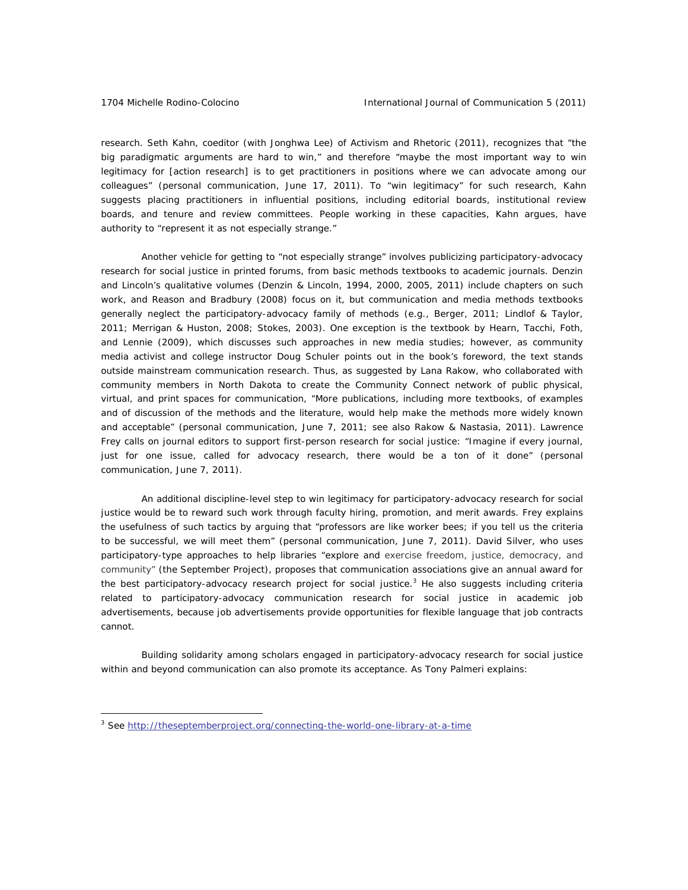research. Seth Kahn, coeditor (with Jonghwa Lee) of Activism and Rhetoric (2011), recognizes that "the big paradigmatic arguments are hard to win," and therefore "maybe the most important way to win legitimacy for [action research] is to get practitioners in positions where we can advocate among our colleagues" (personal communication, June 17, 2011). To "win legitimacy" for such research, Kahn suggests placing practitioners in influential positions, including editorial boards, institutional review boards, and tenure and review committees. People working in these capacities, Kahn argues, have authority to "represent it as not especially strange."

Another vehicle for getting to "not especially strange" involves publicizing participatory-advocacy research for social justice in printed forums, from basic methods textbooks to academic journals. Denzin and Lincoln's qualitative volumes (Denzin & Lincoln, 1994, 2000, 2005, 2011) include chapters on such work, and Reason and Bradbury (2008) focus on it, but communication and media methods textbooks generally neglect the participatory-advocacy family of methods (e.g., Berger, 2011; Lindlof & Taylor, 2011; Merrigan & Huston, 2008; Stokes, 2003). One exception is the textbook by Hearn, Tacchi, Foth, and Lennie (2009), which discusses such approaches in new media studies; however, as community media activist and college instructor Doug Schuler points out in the book's foreword, the text stands outside mainstream communication research. Thus, as suggested by Lana Rakow, who collaborated with community members in North Dakota to create the Community Connect network of public physical, virtual, and print spaces for communication, "More publications, including more textbooks, of examples and of discussion of the methods and the literature, would help make the methods more widely known and acceptable" (personal communication, June 7, 2011; see also Rakow & Nastasia, 2011). Lawrence Frey calls on journal editors to support first-person research for social justice: "Imagine if every journal, just for one issue, called for advocacy research, there would be a ton of it done" (personal communication, June 7, 2011).

An additional discipline-level step to win legitimacy for participatory-advocacy research for social justice would be to reward such work through faculty hiring, promotion, and merit awards. Frey explains the usefulness of such tactics by arguing that "professors are like worker bees; if you tell us the criteria to be successful, we will meet them" (personal communication, June 7, 2011). David Silver, who uses participatory-type approaches to help libraries "explore and exercise freedom, justice, democracy, and community" (the September Project), proposes that communication associations give an annual award for the best participatory-advocacy research project for social justice.[3] He also suggests including criteria related to participatory-advocacy communication research for social justice in academic job advertisements, because job advertisements provide opportunities for flexible language that job contracts cannot.

Building solidarity among scholars engaged in participatory-advocacy research for social justice within and beyond communication can also promote its acceptance. As Tony Palmeri explains:

[3] See http://theseptemberproject.org/connecting-the-world-one-library-at-a-time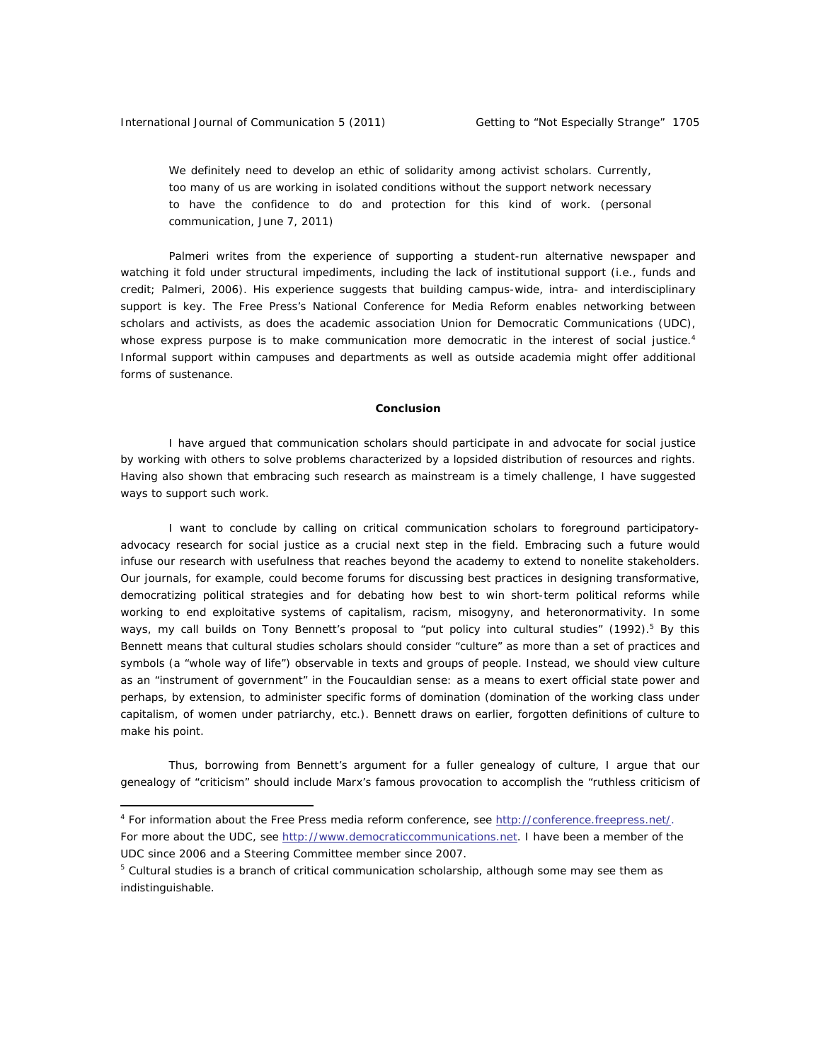> We definitely need to develop an ethic of solidarity among activist scholars. Currently, too many of us are working in isolated conditions without the support network necessary to have the confidence to do and protection for this kind of work. (personal communication, June 7, 2011)

Palmeri writes from the experience of supporting a student-run alternative newspaper and watching it fold under structural impediments, including the lack of institutional support (i.e., funds and credit; Palmeri, 2006). His experience suggests that building campus-wide, intra- and interdisciplinary support is key. The Free Press's National Conference for Media Reform enables networking between scholars and activists, as does the academic association Union for Democratic Communications (UDC), whose express purpose is to make communication more democratic in the interest of social justice.[4] Informal support within campuses and departments as well as outside academia might offer additional forms of sustenance.

**Conclusion**

I have argued that communication scholars should participate in and advocate for social justice by working with others to solve problems characterized by a lopsided distribution of resources and rights. Having also shown that embracing such research as mainstream is a timely challenge, I have suggested ways to support such work.

I want to conclude by calling on critical communication scholars to foreground participatory-advocacy research for social justice as a crucial next step in the field. Embracing such a future would infuse our research with usefulness that reaches beyond the academy to extend to nonelite stakeholders. Our journals, for example, could become forums for discussing best practices in designing transformative, democratizing political strategies and for debating how best to win short-term political reforms while working to end exploitative systems of capitalism, racism, misogyny, and heteronormativity. In some ways, my call builds on Tony Bennett's proposal to "put policy into cultural studies" (1992).[5] By this Bennett means that cultural studies scholars should consider "culture" as more than a set of practices and symbols (a "whole way of life") observable in texts and groups of people. Instead, we should view culture as an "instrument of government" in the Foucauldian sense: as a means to exert official state power and perhaps, by extension, to administer specific forms of domination (domination of the working class under capitalism, of women under patriarchy, etc.). Bennett draws on earlier, forgotten definitions of culture to make his point.

Thus, borrowing from Bennett's argument for a fuller genealogy of culture, I argue that our genealogy of "criticism" should include Marx's famous provocation to accomplish the "ruthless criticism of

---

[4] For information about the Free Press media reform conference, see http://conference.freepress.net/. For more about the UDC, see http://www.democraticcommunications.net. I have been a member of the UDC since 2006 and a Steering Committee member since 2007.

[5] Cultural studies is a branch of critical communication scholarship, although some may see them as indistinguishable.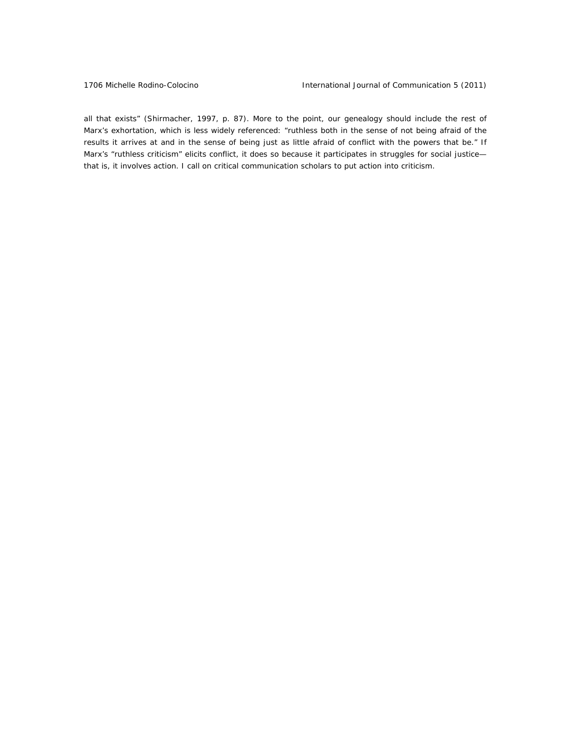all that exists" (Shirmacher, 1997, p. 87). More to the point, our genealogy should include the rest of Marx's exhortation, which is less widely referenced: "ruthless both in the sense of not being afraid of the results it arrives at and in the sense of being just as little afraid of conflict with the powers that be." If Marx's "ruthless criticism" elicits conflict, it does so because it participates in struggles for social justice—that is, it involves action. I call on critical communication scholars to put action into criticism.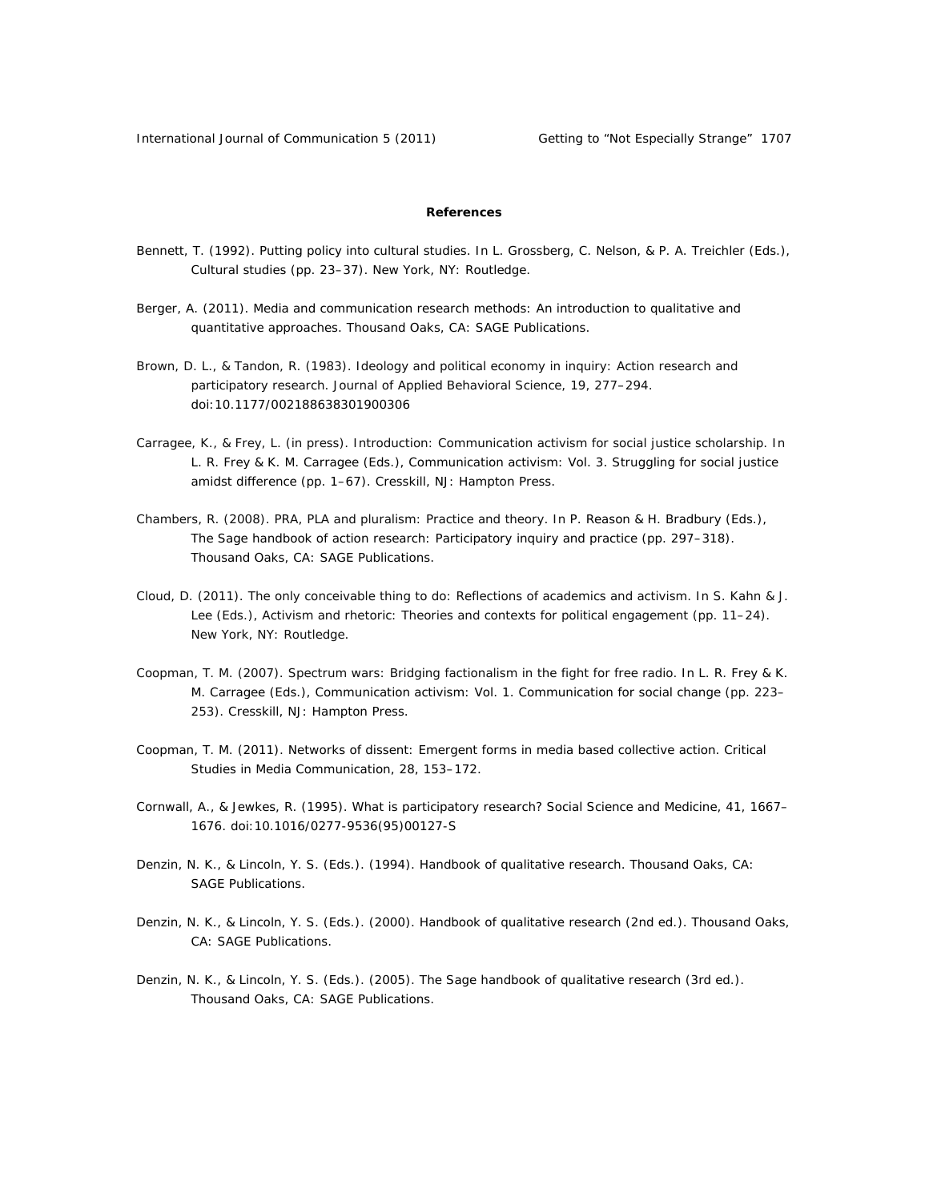**References**

Bennett, T. (1992). Putting policy into cultural studies. In L. Grossberg, C. Nelson, & P. A. Treichler (Eds.), *Cultural studies* (pp. 23–37). New York, NY: Routledge.

Berger, A. (2011). *Media and communication research methods: An introduction to qualitative and quantitative approaches*. Thousand Oaks, CA: SAGE Publications.

Brown, D. L., & Tandon, R. (1983). Ideology and political economy in inquiry: Action research and participatory research. *Journal of Applied Behavioral Science, 19*, 277–294. doi:10.1177/002188638301900306

Carragee, K., & Frey, L. (in press). Introduction: Communication activism for social justice scholarship. In L. R. Frey & K. M. Carragee (Eds.), *Communication activism: Vol. 3. Struggling for social justice amidst difference* (pp. 1–67). Cresskill, NJ: Hampton Press.

Chambers, R. (2008). PRA, PLA and pluralism: Practice and theory. In P. Reason & H. Bradbury (Eds.), *The Sage handbook of action research: Participatory inquiry and practice* (pp. 297–318). Thousand Oaks, CA: SAGE Publications.

Cloud, D. (2011). The only conceivable thing to do: Reflections of academics and activism. In S. Kahn & J. Lee (Eds.), *Activism and rhetoric: Theories and contexts for political engagement* (pp. 11–24). New York, NY: Routledge.

Coopman, T. M. (2007). Spectrum wars: Bridging factionalism in the fight for free radio. In L. R. Frey & K. M. Carragee (Eds.), *Communication activism: Vol. 1. Communication for social change* (pp. 223–253). Cresskill, NJ: Hampton Press.

Coopman, T. M. (2011). Networks of dissent: Emergent forms in media based collective action. *Critical Studies in Media Communication, 28*, 153–172.

Cornwall, A., & Jewkes, R. (1995). What is participatory research? *Social Science and Medicine, 41*, 1667–1676. doi:10.1016/0277-9536(95)00127-S

Denzin, N. K., & Lincoln, Y. S. (Eds.). (1994). *Handbook of qualitative research*. Thousand Oaks, CA: SAGE Publications.

Denzin, N. K., & Lincoln, Y. S. (Eds.). (2000). *Handbook of qualitative research* (2nd ed.). Thousand Oaks, CA: SAGE Publications.

Denzin, N. K., & Lincoln, Y. S. (Eds.). (2005). *The Sage handbook of qualitative research* (3rd ed.). Thousand Oaks, CA: SAGE Publications.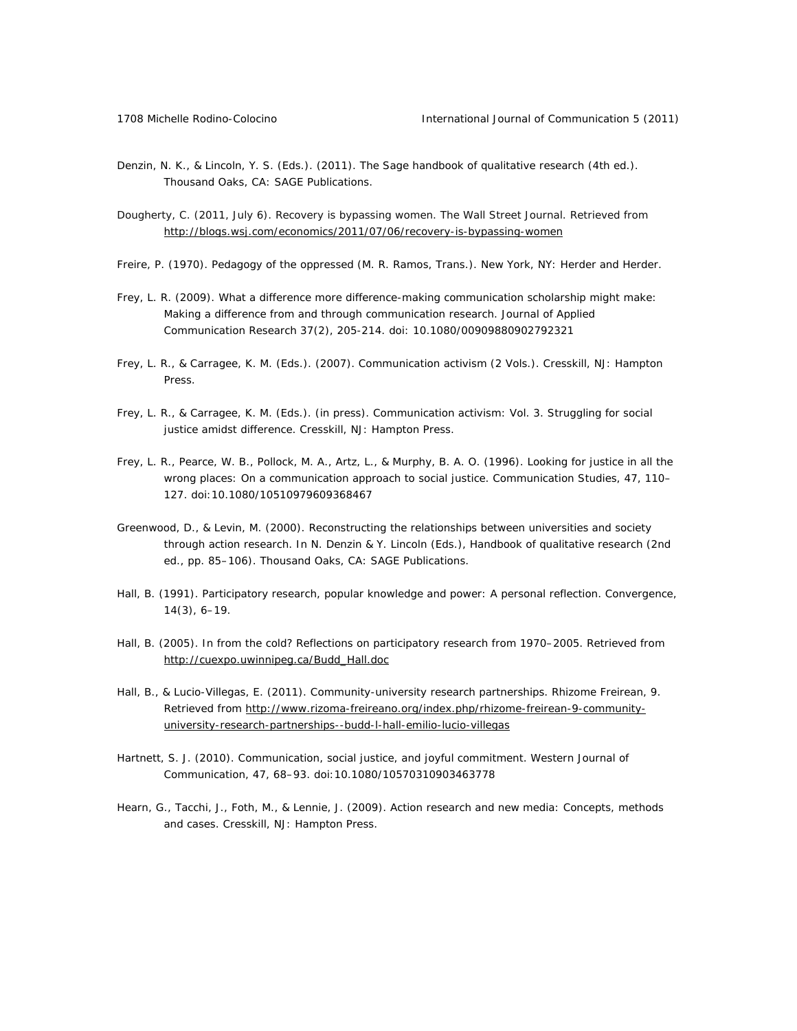Denzin, N. K., & Lincoln, Y. S. (Eds.). (2011). The Sage handbook of qualitative research (4th ed.). Thousand Oaks, CA: SAGE Publications.

Dougherty, C. (2011, July 6). Recovery is bypassing women. The Wall Street Journal. Retrieved from http://blogs.wsj.com/economics/2011/07/06/recovery-is-bypassing-women

Freire, P. (1970). Pedagogy of the oppressed (M. R. Ramos, Trans.). New York, NY: Herder and Herder.

Frey, L. R. (2009). What a difference more difference-making communication scholarship might make: Making a difference from and through communication research. Journal of Applied Communication Research 37(2), 205-214. doi: 10.1080/00909880902792321

Frey, L. R., & Carragee, K. M. (Eds.). (2007). Communication activism (2 Vols.). Cresskill, NJ: Hampton Press.

Frey, L. R., & Carragee, K. M. (Eds.). (in press). Communication activism: Vol. 3. Struggling for social justice amidst difference. Cresskill, NJ: Hampton Press.

Frey, L. R., Pearce, W. B., Pollock, M. A., Artz, L., & Murphy, B. A. O. (1996). Looking for justice in all the wrong places: On a communication approach to social justice. Communication Studies, 47, 110–127. doi:10.1080/10510979609368467

Greenwood, D., & Levin, M. (2000). Reconstructing the relationships between universities and society through action research. In N. Denzin & Y. Lincoln (Eds.), Handbook of qualitative research (2nd ed., pp. 85–106). Thousand Oaks, CA: SAGE Publications.

Hall, B. (1991). Participatory research, popular knowledge and power: A personal reflection. Convergence, 14(3), 6–19.

Hall, B. (2005). In from the cold? Reflections on participatory research from 1970–2005. Retrieved from http://cuexpo.uwinnipeg.ca/Budd_Hall.doc

Hall, B., & Lucio-Villegas, E. (2011). Community-university research partnerships. Rhizome Freirean, 9. Retrieved from http://www.rizoma-freireano.org/index.php/rhizome-freirean-9-community-university-research-partnerships--budd-l-hall-emilio-lucio-villegas

Hartnett, S. J. (2010). Communication, social justice, and joyful commitment. Western Journal of Communication, 47, 68–93. doi:10.1080/10570310903463778

Hearn, G., Tacchi, J., Foth, M., & Lennie, J. (2009). Action research and new media: Concepts, methods and cases. Cresskill, NJ: Hampton Press.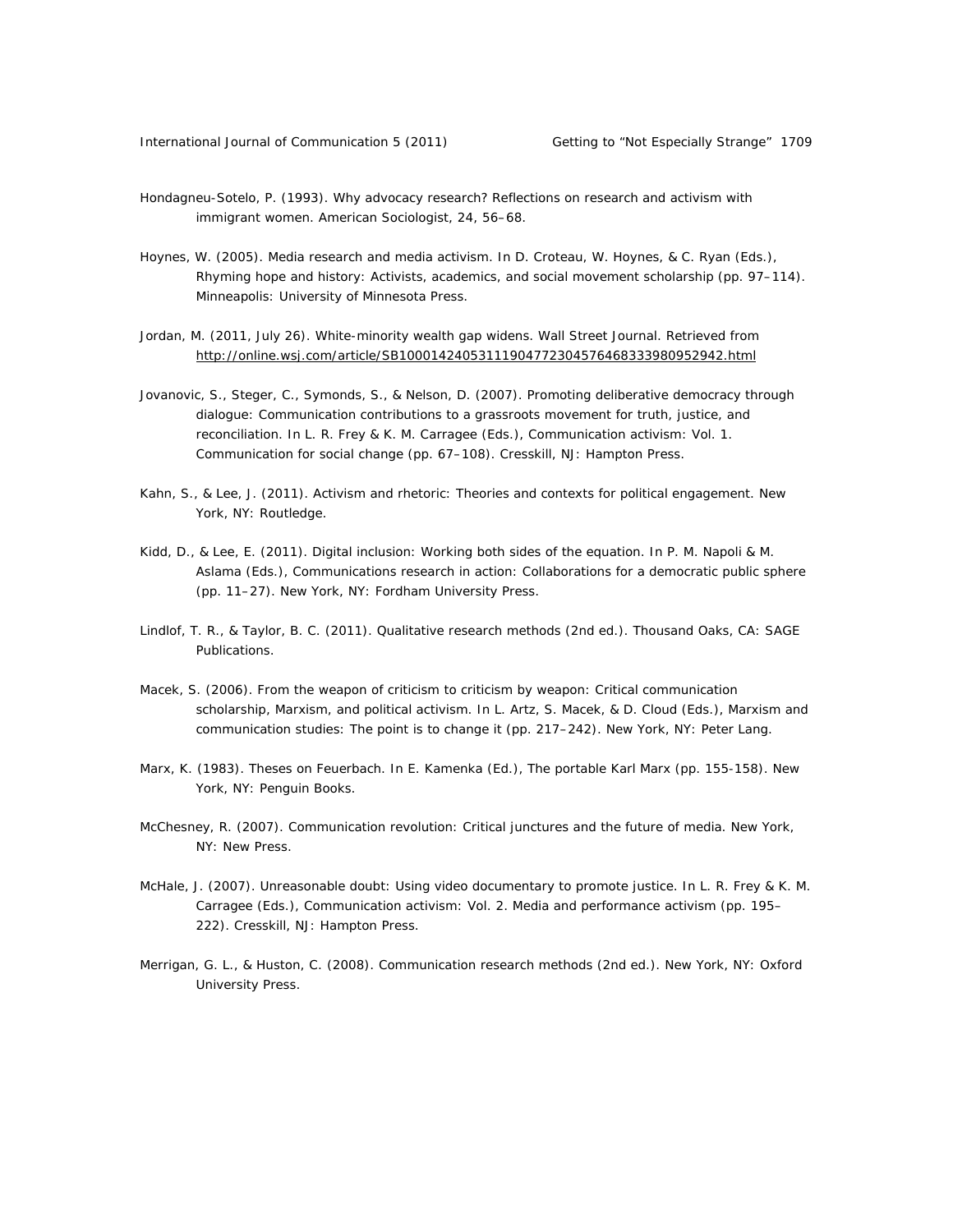Hondagneu-Sotelo, P. (1993). Why advocacy research? Reflections on research and activism with immigrant women. *American Sociologist, 24*, 56–68.

Hoynes, W. (2005). Media research and media activism. In D. Croteau, W. Hoynes, & C. Ryan (Eds.), *Rhyming hope and history: Activists, academics, and social movement scholarship* (pp. 97–114). Minneapolis: University of Minnesota Press.

Jordan, M. (2011, July 26). White-minority wealth gap widens. *Wall Street Journal*. Retrieved from http://online.wsj.com/article/SB10001424053111904772304576468333980952942.html

Jovanovic, S., Steger, C., Symonds, S., & Nelson, D. (2007). Promoting deliberative democracy through dialogue: Communication contributions to a grassroots movement for truth, justice, and reconciliation. In L. R. Frey & K. M. Carragee (Eds.), *Communication activism: Vol. 1. Communication for social change* (pp. 67–108). Cresskill, NJ: Hampton Press.

Kahn, S., & Lee, J. (2011). *Activism and rhetoric: Theories and contexts for political engagement*. New York, NY: Routledge.

Kidd, D., & Lee, E. (2011). Digital inclusion: Working both sides of the equation. In P. M. Napoli & M. Aslama (Eds.), *Communications research in action: Collaborations for a democratic public sphere* (pp. 11–27). New York, NY: Fordham University Press.

Lindlof, T. R., & Taylor, B. C. (2011). *Qualitative research methods* (2nd ed.). Thousand Oaks, CA: SAGE Publications.

Macek, S. (2006). From the weapon of criticism to criticism by weapon: Critical communication scholarship, Marxism, and political activism. In L. Artz, S. Macek, & D. Cloud (Eds.), *Marxism and communication studies: The point is to change it* (pp. 217–242). New York, NY: Peter Lang.

Marx, K. (1983). Theses on Feuerbach. In E. Kamenka (Ed.), *The portable Karl Marx* (pp. 155-158). New York, NY: Penguin Books.

McChesney, R. (2007). *Communication revolution: Critical junctures and the future of media*. New York, NY: New Press.

McHale, J. (2007). Unreasonable doubt: Using video documentary to promote justice. In L. R. Frey & K. M. Carragee (Eds.), *Communication activism: Vol. 2. Media and performance activism* (pp. 195–222). Cresskill, NJ: Hampton Press.

Merrigan, G. L., & Huston, C. (2008). *Communication research methods* (2nd ed.). New York, NY: Oxford University Press.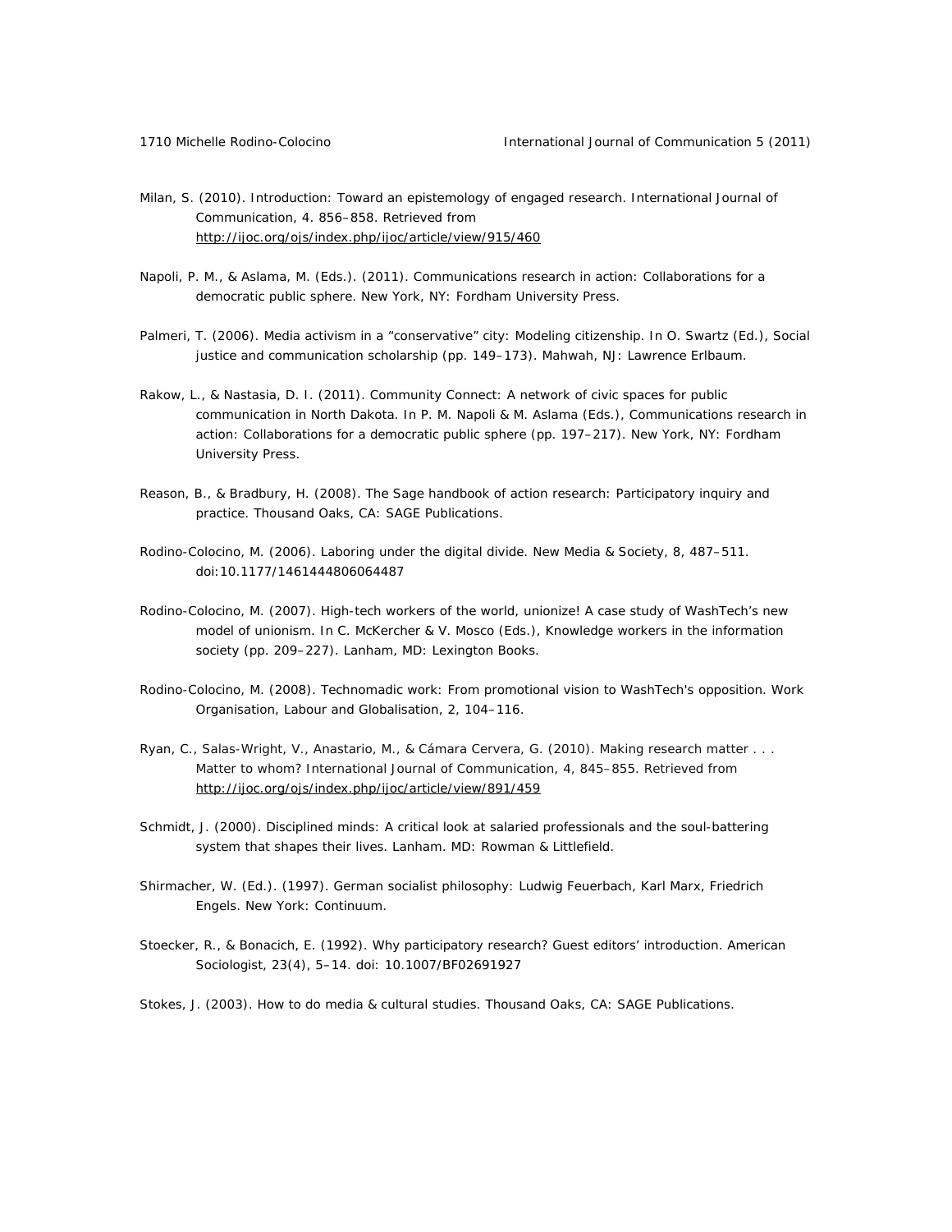Milan, S. (2010). Introduction: Toward an epistemology of engaged research. International Journal of Communication, 4. 856–858. Retrieved from http://ijoc.org/ojs/index.php/ijoc/article/view/915/460

Napoli, P. M., & Aslama, M. (Eds.). (2011). Communications research in action: Collaborations for a democratic public sphere. New York, NY: Fordham University Press.

Palmeri, T. (2006). Media activism in a "conservative" city: Modeling citizenship. In O. Swartz (Ed.), Social justice and communication scholarship (pp. 149–173). Mahwah, NJ: Lawrence Erlbaum.

Rakow, L., & Nastasia, D. I. (2011). Community Connect: A network of civic spaces for public communication in North Dakota. In P. M. Napoli & M. Aslama (Eds.), Communications research in action: Collaborations for a democratic public sphere (pp. 197–217). New York, NY: Fordham University Press.

Reason, B., & Bradbury, H. (2008). The Sage handbook of action research: Participatory inquiry and practice. Thousand Oaks, CA: SAGE Publications.

Rodino-Colocino, M. (2006). Laboring under the digital divide. New Media & Society, 8, 487–511. doi:10.1177/1461444806064487

Rodino-Colocino, M. (2007). High-tech workers of the world, unionize! A case study of WashTech's new model of unionism. In C. McKercher & V. Mosco (Eds.), Knowledge workers in the information society (pp. 209–227). Lanham, MD: Lexington Books.

Rodino-Colocino, M. (2008). Technomadic work: From promotional vision to WashTech's opposition. Work Organisation, Labour and Globalisation, 2, 104–116.

Ryan, C., Salas-Wright, V., Anastario, M., & Cámara Cervera, G. (2010). Making research matter . . . Matter to whom? International Journal of Communication, 4, 845–855. Retrieved from http://ijoc.org/ojs/index.php/ijoc/article/view/891/459

Schmidt, J. (2000). Disciplined minds: A critical look at salaried professionals and the soul-battering system that shapes their lives. Lanham. MD: Rowman & Littlefield.

Shirmacher, W. (Ed.). (1997). German socialist philosophy: Ludwig Feuerbach, Karl Marx, Friedrich Engels. New York: Continuum.

Stoecker, R., & Bonacich, E. (1992). Why participatory research? Guest editors' introduction. American Sociologist, 23(4), 5–14. doi: 10.1007/BF02691927

Stokes, J. (2003). How to do media & cultural studies. Thousand Oaks, CA: SAGE Publications.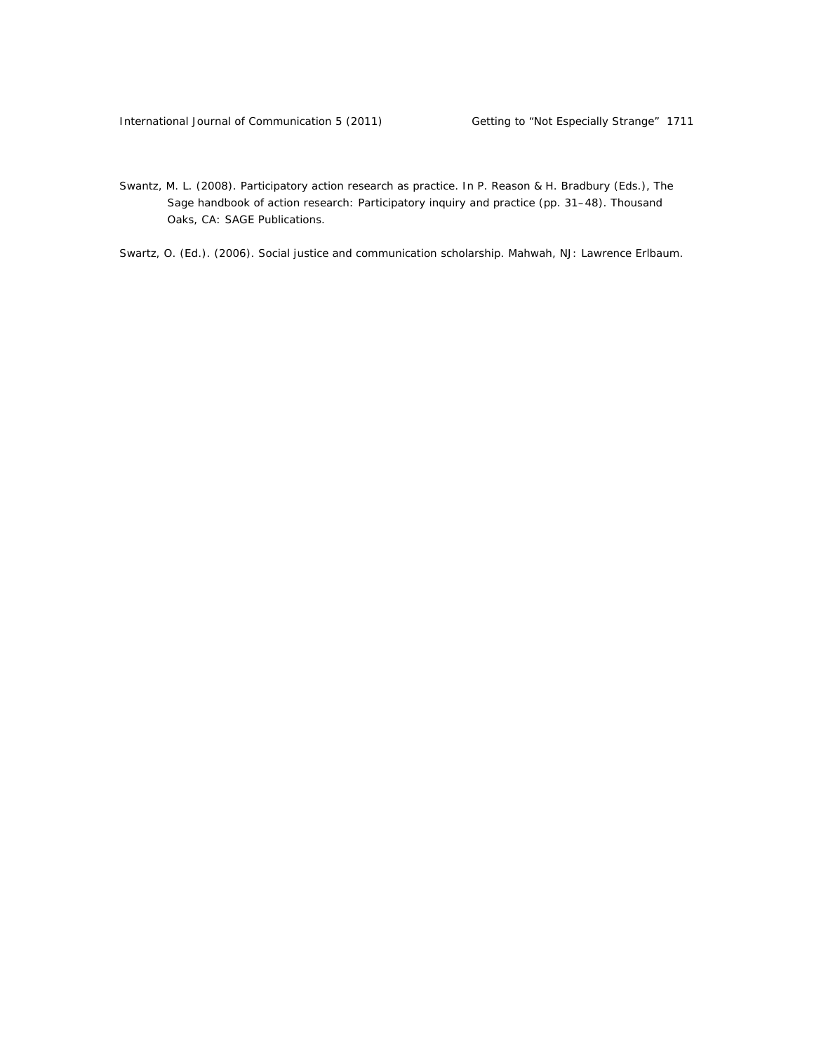Swantz, M. L. (2008). Participatory action research as practice. In P. Reason & H. Bradbury (Eds.), *The Sage handbook of action research: Participatory inquiry and practice* (pp. 31–48). Thousand Oaks, CA: SAGE Publications.

Swartz, O. (Ed.). (2006). *Social justice and communication scholarship*. Mahwah, NJ: Lawrence Erlbaum.